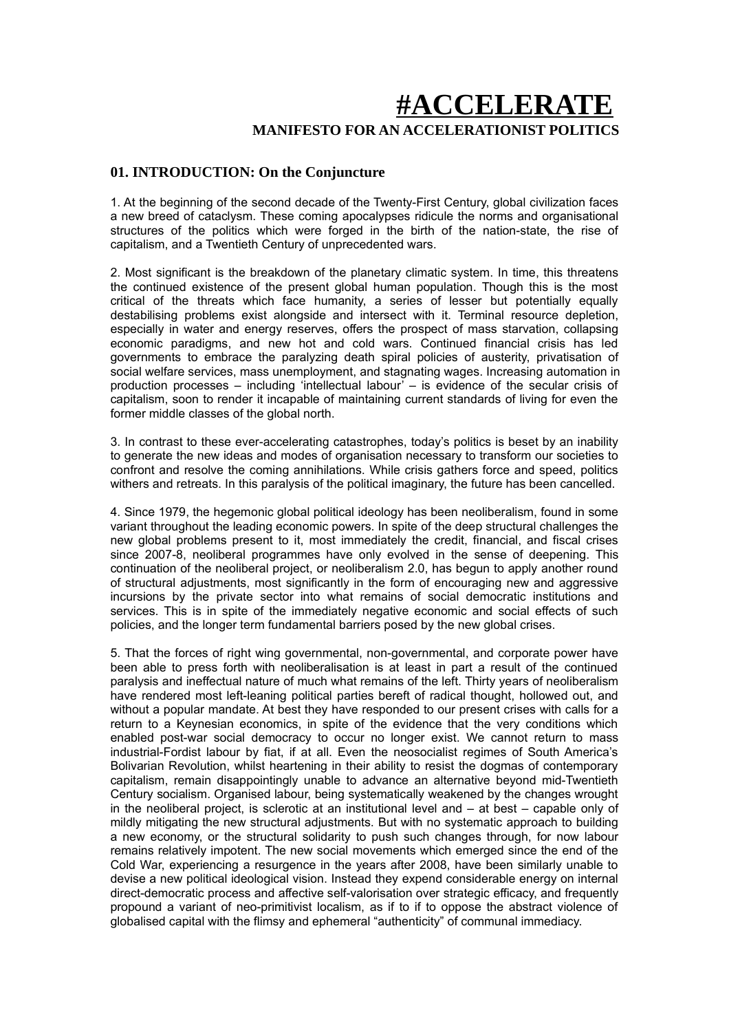# #ACCELERATE

## MANIFESTO FOR AN ACCELERATIONIST POLITICS

### 01. INTRODUCTION: On the Conjuncture

1. At the beginning of the second decade of the Twenty-First Century, global civilization faces a new breed of cataclysm. These coming apocalypses ridicule the norms and organisational structures of the politics which were forged in the birth of the nation-state, the rise of capitalism, and a Twentieth Century of unprecedented wars.

2. Most significant is the breakdown of the planetary climatic system. In time, this threatens the continued existence of the present global human population. Though this is the most critical of the threats which face humanity, a series of lesser but potentially equally destabilising problems exist alongside and intersect with it. Terminal resource depletion, especially in water and energy reserves, offers the prospect of mass starvation, collapsing economic paradigms, and new hot and cold wars. Continued financial crisis has led governments to embrace the paralyzing death spiral policies of austerity, privatisation of social welfare services, mass unemployment, and stagnating wages. Increasing automation in production processes – including 'intellectual labour' – is evidence of the secular crisis of capitalism, soon to render it incapable of maintaining current standards of living for even the former middle classes of the global north.

3. In contrast to these ever-accelerating catastrophes, today's politics is beset by an inability to generate the new ideas and modes of organisation necessary to transform our societies to confront and resolve the coming annihilations. While crisis gathers force and speed, politics withers and retreats. In this paralysis of the political imaginary, the future has been cancelled.

4. Since 1979, the hegemonic global political ideology has been neoliberalism, found in some variant throughout the leading economic powers. In spite of the deep structural challenges the new global problems present to it, most immediately the credit, financial, and fiscal crises since 2007-8, neoliberal programmes have only evolved in the sense of deepening. This continuation of the neoliberal project, or neoliberalism 2.0, has begun to apply another round of structural adjustments, most significantly in the form of encouraging new and aggressive incursions by the private sector into what remains of social democratic institutions and services. This is in spite of the immediately negative economic and social effects of such policies, and the longer term fundamental barriers posed by the new global crises.

5. That the forces of right wing governmental, non-governmental, and corporate power have been able to press forth with neoliberalisation is at least in part a result of the continued paralysis and ineffectual nature of much what remains of the left. Thirty years of neoliberalism have rendered most left-leaning political parties bereft of radical thought, hollowed out, and without a popular mandate. At best they have responded to our present crises with calls for a return to a Keynesian economics, in spite of the evidence that the very conditions which enabled post-war social democracy to occur no longer exist. We cannot return to mass industrial-Fordist labour by fiat, if at all. Even the neosocialist regimes of South America's Bolivarian Revolution, whilst heartening in their ability to resist the dogmas of contemporary capitalism, remain disappointingly unable to advance an alternative beyond mid-Twentieth Century socialism. Organised labour, being systematically weakened by the changes wrought in the neoliberal project, is sclerotic at an institutional level and – at best – capable only of mildly mitigating the new structural adjustments. But with no systematic approach to building a new economy, or the structural solidarity to push such changes through, for now labour remains relatively impotent. The new social movements which emerged since the end of the Cold War, experiencing a resurgence in the years after 2008, have been similarly unable to devise a new political ideological vision. Instead they expend considerable energy on internal direct-democratic process and affective self-valorisation over strategic efficacy, and frequently propound a variant of neo-primitivist localism, as if to if to oppose the abstract violence of globalised capital with the flimsy and ephemeral "authenticity" of communal immediacy.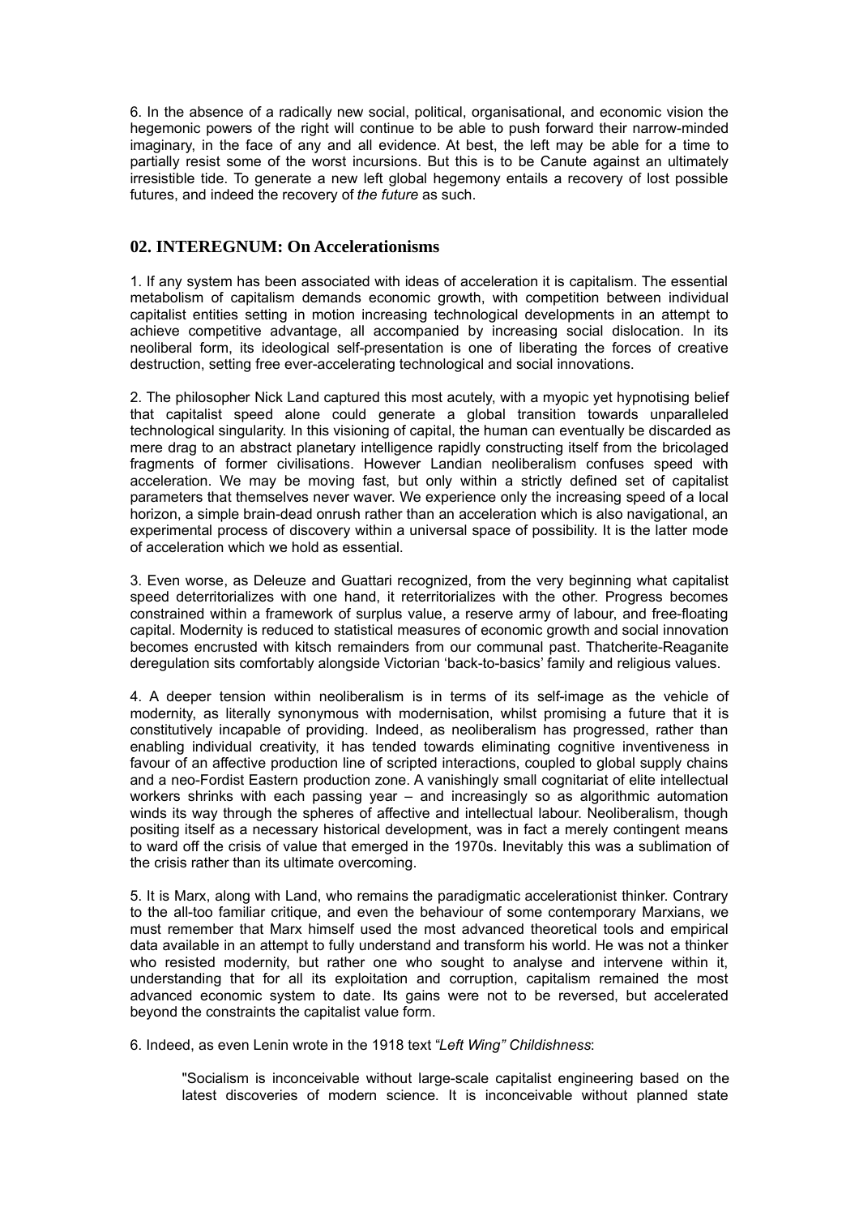6. In the absence of a radically new social, political, organisational, and economic vision the hegemonic powers of the right will continue to be able to push forward their narrow-minded imaginary, in the face of any and all evidence. At best, the left may be able for a time to partially resist some of the worst incursions. But this is to be Canute against an ultimately irresistible tide. To generate a new left global hegemony entails a recovery of lost possible futures, and indeed the recovery of *the future* as such.

## 02. INTEREGNUM: On Accelerationisms

1. If any system has been associated with ideas of acceleration it is capitalism. The essential metabolism of capitalism demands economic growth, with competition between individual capitalist entities setting in motion increasing technological developments in an attempt to achieve competitive advantage, all accompanied by increasing social dislocation. In its neoliberal form, its ideological self-presentation is one of liberating the forces of creative destruction, setting free ever-accelerating technological and social innovations.

2. The philosopher Nick Land captured this most acutely, with a myopic yet hypnotising belief that capitalist speed alone could generate a global transition towards unparalleled technological singularity. In this visioning of capital, the human can eventually be discarded as mere drag to an abstract planetary intelligence rapidly constructing itself from the bricolaged fragments of former civilisations. However Landian neoliberalism confuses speed with acceleration. We may be moving fast, but only within a strictly defined set of capitalist parameters that themselves never waver. We experience only the increasing speed of a local horizon, a simple brain-dead onrush rather than an acceleration which is also navigational, an experimental process of discovery within a universal space of possibility. It is the latter mode of acceleration which we hold as essential.

3. Even worse, as Deleuze and Guattari recognized, from the very beginning what capitalist speed deterritorializes with one hand, it reterritorializes with the other. Progress becomes constrained within a framework of surplus value, a reserve army of labour, and free-floating capital. Modernity is reduced to statistical measures of economic growth and social innovation becomes encrusted with kitsch remainders from our communal past. Thatcherite-Reaganite deregulation sits comfortably alongside Victorian 'back-to-basics' family and religious values.

4. A deeper tension within neoliberalism is in terms of its self-image as the vehicle of modernity, as literally synonymous with modernisation, whilst promising a future that it is constitutively incapable of providing. Indeed, as neoliberalism has progressed, rather than enabling individual creativity, it has tended towards eliminating cognitive inventiveness in favour of an affective production line of scripted interactions, coupled to global supply chains and a neo-Fordist Eastern production zone. A vanishingly small cognitariat of elite intellectual workers shrinks with each passing year – and increasingly so as algorithmic automation winds its way through the spheres of affective and intellectual labour. Neoliberalism, though positing itself as a necessary historical development, was in fact a merely contingent means to ward off the crisis of value that emerged in the 1970s. Inevitably this was a sublimation of the crisis rather than its ultimate overcoming.

5. It is Marx, along with Land, who remains the paradigmatic accelerationist thinker. Contrary to the all-too familiar critique, and even the behaviour of some contemporary Marxians, we must remember that Marx himself used the most advanced theoretical tools and empirical data available in an attempt to fully understand and transform his world. He was not a thinker who resisted modernity, but rather one who sought to analyse and intervene within it, understanding that for all its exploitation and corruption, capitalism remained the most advanced economic system to date. Its gains were not to be reversed, but accelerated beyond the constraints the capitalist value form.

6. Indeed, as even Lenin wrote in the 1918 text *"Left Wing" Childishness*:

> "Socialism is inconceivable without large-scale capitalist engineering based on the latest discoveries of modern science. It is inconceivable without planned state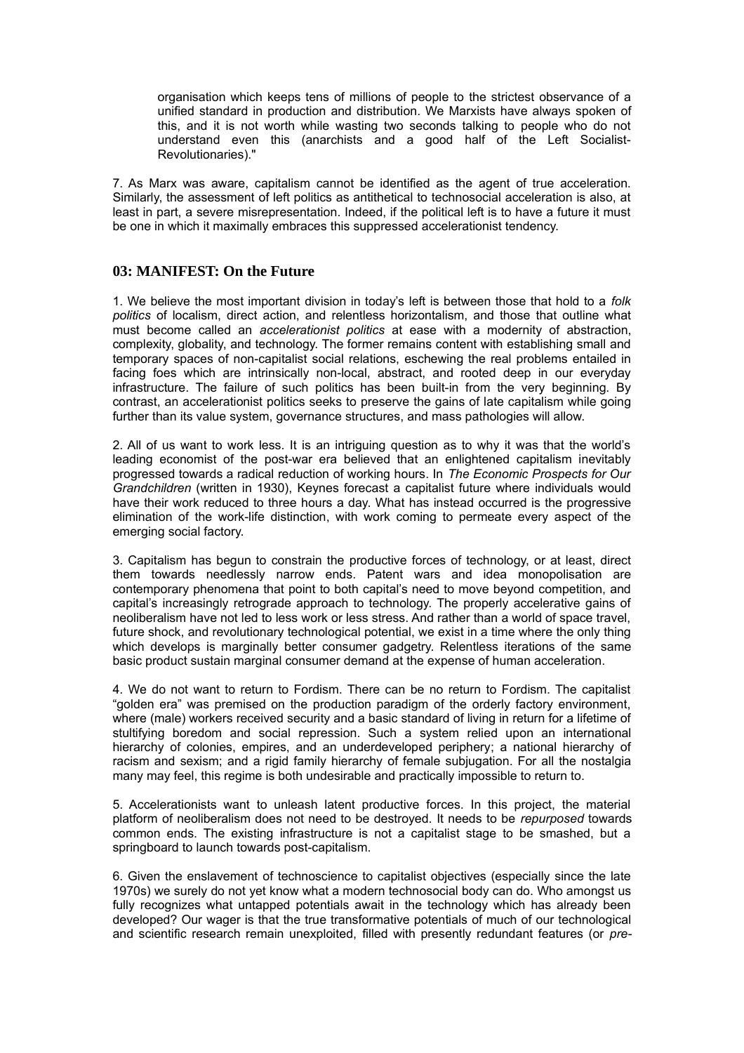organisation which keeps tens of millions of people to the strictest observance of a unified standard in production and distribution. We Marxists have always spoken of this, and it is not worth while wasting two seconds talking to people who do not understand even this (anarchists and a good half of the Left Socialist-Revolutionaries)."

7. As Marx was aware, capitalism cannot be identified as the agent of true acceleration. Similarly, the assessment of left politics as antithetical to technosocial acceleration is also, at least in part, a severe misrepresentation. Indeed, if the political left is to have a future it must be one in which it maximally embraces this suppressed accelerationist tendency.

## 03: MANIFEST: On the Future

1. We believe the most important division in today's left is between those that hold to a *folk politics* of localism, direct action, and relentless horizontalism, and those that outline what must become called an *accelerationist politics* at ease with a modernity of abstraction, complexity, globality, and technology. The former remains content with establishing small and temporary spaces of non-capitalist social relations, eschewing the real problems entailed in facing foes which are intrinsically non-local, abstract, and rooted deep in our everyday infrastructure. The failure of such politics has been built-in from the very beginning. By contrast, an accelerationist politics seeks to preserve the gains of late capitalism while going further than its value system, governance structures, and mass pathologies will allow.

2. All of us want to work less. It is an intriguing question as to why it was that the world's leading economist of the post-war era believed that an enlightened capitalism inevitably progressed towards a radical reduction of working hours. In *The Economic Prospects for Our Grandchildren* (written in 1930), Keynes forecast a capitalist future where individuals would have their work reduced to three hours a day. What has instead occurred is the progressive elimination of the work-life distinction, with work coming to permeate every aspect of the emerging social factory.

3. Capitalism has begun to constrain the productive forces of technology, or at least, direct them towards needlessly narrow ends. Patent wars and idea monopolisation are contemporary phenomena that point to both capital's need to move beyond competition, and capital's increasingly retrograde approach to technology. The properly accelerative gains of neoliberalism have not led to less work or less stress. And rather than a world of space travel, future shock, and revolutionary technological potential, we exist in a time where the only thing which develops is marginally better consumer gadgetry. Relentless iterations of the same basic product sustain marginal consumer demand at the expense of human acceleration.

4. We do not want to return to Fordism. There can be no return to Fordism. The capitalist "golden era" was premised on the production paradigm of the orderly factory environment, where (male) workers received security and a basic standard of living in return for a lifetime of stultifying boredom and social repression. Such a system relied upon an international hierarchy of colonies, empires, and an underdeveloped periphery; a national hierarchy of racism and sexism; and a rigid family hierarchy of female subjugation. For all the nostalgia many may feel, this regime is both undesirable and practically impossible to return to.

5. Accelerationists want to unleash latent productive forces. In this project, the material platform of neoliberalism does not need to be destroyed. It needs to be *repurposed* towards common ends. The existing infrastructure is not a capitalist stage to be smashed, but a springboard to launch towards post-capitalism.

6. Given the enslavement of technoscience to capitalist objectives (especially since the late 1970s) we surely do not yet know what a modern technosocial body can do. Who amongst us fully recognizes what untapped potentials await in the technology which has already been developed? Our wager is that the true transformative potentials of much of our technological and scientific research remain unexploited, filled with presently redundant features (or *pre-*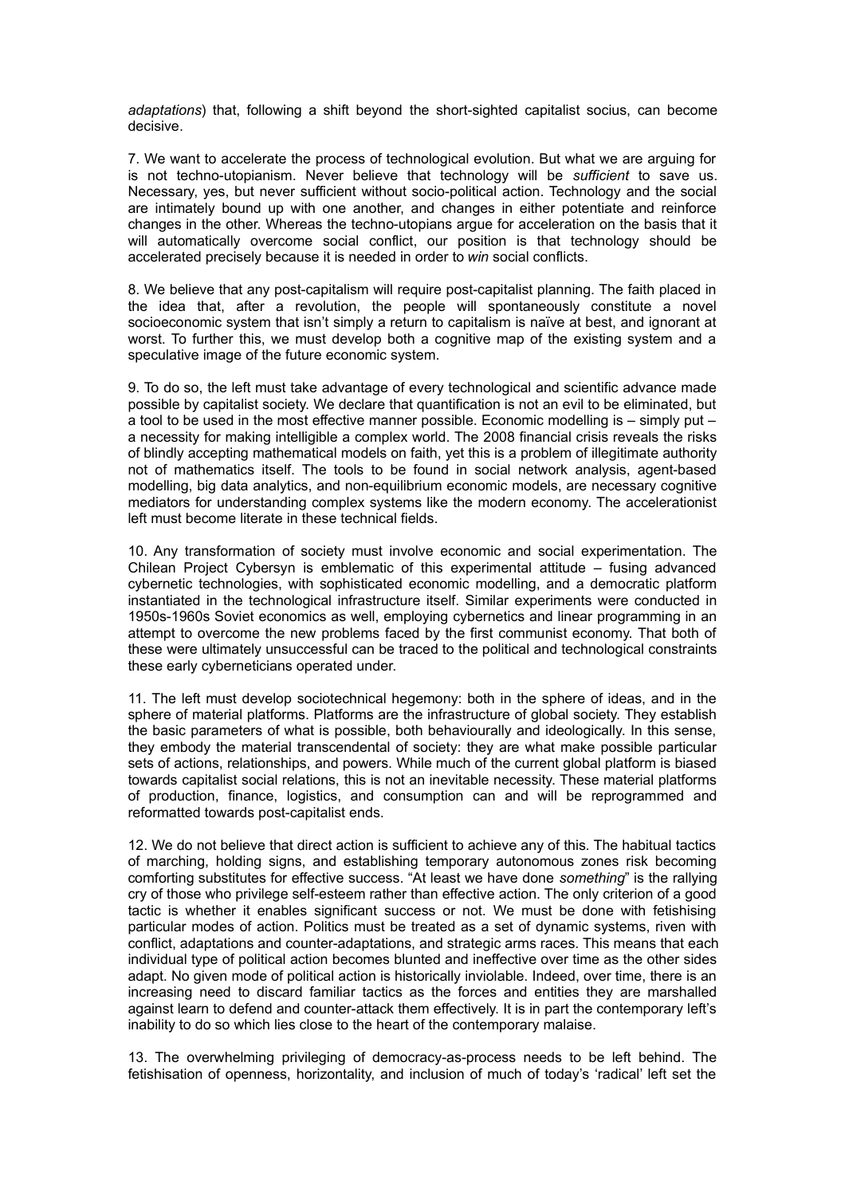*adaptations*) that, following a shift beyond the short-sighted capitalist socius, can become decisive.

7. We want to accelerate the process of technological evolution. But what we are arguing for is not techno-utopianism. Never believe that technology will be *sufficient* to save us. Necessary, yes, but never sufficient without socio-political action. Technology and the social are intimately bound up with one another, and changes in either potentiate and reinforce changes in the other. Whereas the techno-utopians argue for acceleration on the basis that it will automatically overcome social conflict, our position is that technology should be accelerated precisely because it is needed in order to *win* social conflicts.

8. We believe that any post-capitalism will require post-capitalist planning. The faith placed in the idea that, after a revolution, the people will spontaneously constitute a novel socioeconomic system that isn't simply a return to capitalism is naïve at best, and ignorant at worst. To further this, we must develop both a cognitive map of the existing system and a speculative image of the future economic system.

9. To do so, the left must take advantage of every technological and scientific advance made possible by capitalist society. We declare that quantification is not an evil to be eliminated, but a tool to be used in the most effective manner possible. Economic modelling is – simply put – a necessity for making intelligible a complex world. The 2008 financial crisis reveals the risks of blindly accepting mathematical models on faith, yet this is a problem of illegitimate authority not of mathematics itself. The tools to be found in social network analysis, agent-based modelling, big data analytics, and non-equilibrium economic models, are necessary cognitive mediators for understanding complex systems like the modern economy. The accelerationist left must become literate in these technical fields.

10. Any transformation of society must involve economic and social experimentation. The Chilean Project Cybersyn is emblematic of this experimental attitude – fusing advanced cybernetic technologies, with sophisticated economic modelling, and a democratic platform instantiated in the technological infrastructure itself. Similar experiments were conducted in 1950s-1960s Soviet economics as well, employing cybernetics and linear programming in an attempt to overcome the new problems faced by the first communist economy. That both of these were ultimately unsuccessful can be traced to the political and technological constraints these early cyberneticians operated under.

11. The left must develop sociotechnical hegemony: both in the sphere of ideas, and in the sphere of material platforms. Platforms are the infrastructure of global society. They establish the basic parameters of what is possible, both behaviourally and ideologically. In this sense, they embody the material transcendental of society: they are what make possible particular sets of actions, relationships, and powers. While much of the current global platform is biased towards capitalist social relations, this is not an inevitable necessity. These material platforms of production, finance, logistics, and consumption can and will be reprogrammed and reformatted towards post-capitalist ends.

12. We do not believe that direct action is sufficient to achieve any of this. The habitual tactics of marching, holding signs, and establishing temporary autonomous zones risk becoming comforting substitutes for effective success. "At least we have done *something*" is the rallying cry of those who privilege self-esteem rather than effective action. The only criterion of a good tactic is whether it enables significant success or not. We must be done with fetishising particular modes of action. Politics must be treated as a set of dynamic systems, riven with conflict, adaptations and counter-adaptations, and strategic arms races. This means that each individual type of political action becomes blunted and ineffective over time as the other sides adapt. No given mode of political action is historically inviolable. Indeed, over time, there is an increasing need to discard familiar tactics as the forces and entities they are marshalled against learn to defend and counter-attack them effectively. It is in part the contemporary left's inability to do so which lies close to the heart of the contemporary malaise.

13. The overwhelming privileging of democracy-as-process needs to be left behind. The fetishisation of openness, horizontality, and inclusion of much of today's 'radical' left set the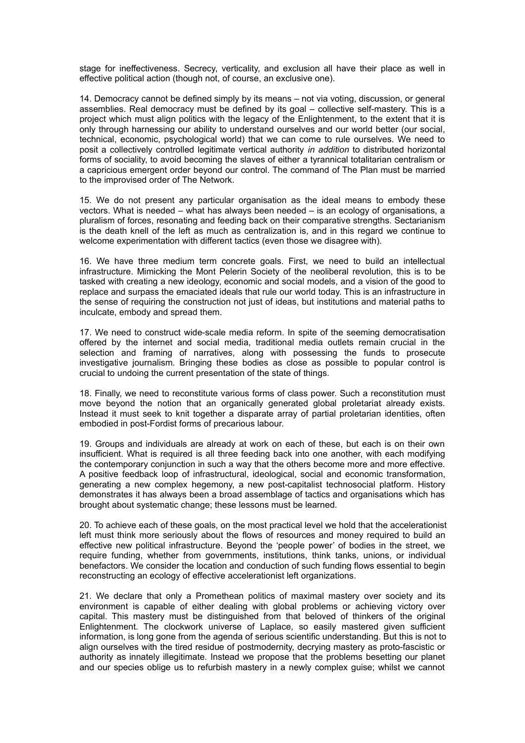stage for ineffectiveness. Secrecy, verticality, and exclusion all have their place as well in effective political action (though not, of course, an exclusive one).

14. Democracy cannot be defined simply by its means – not via voting, discussion, or general assemblies. Real democracy must be defined by its goal – collective self-mastery. This is a project which must align politics with the legacy of the Enlightenment, to the extent that it is only through harnessing our ability to understand ourselves and our world better (our social, technical, economic, psychological world) that we can come to rule ourselves. We need to posit a collectively controlled legitimate vertical authority *in addition* to distributed horizontal forms of sociality, to avoid becoming the slaves of either a tyrannical totalitarian centralism or a capricious emergent order beyond our control. The command of The Plan must be married to the improvised order of The Network.

15. We do not present any particular organisation as the ideal means to embody these vectors. What is needed – what has always been needed – is an ecology of organisations, a pluralism of forces, resonating and feeding back on their comparative strengths. Sectarianism is the death knell of the left as much as centralization is, and in this regard we continue to welcome experimentation with different tactics (even those we disagree with).

16. We have three medium term concrete goals. First, we need to build an intellectual infrastructure. Mimicking the Mont Pelerin Society of the neoliberal revolution, this is to be tasked with creating a new ideology, economic and social models, and a vision of the good to replace and surpass the emaciated ideals that rule our world today. This is an infrastructure in the sense of requiring the construction not just of ideas, but institutions and material paths to inculcate, embody and spread them.

17. We need to construct wide-scale media reform. In spite of the seeming democratisation offered by the internet and social media, traditional media outlets remain crucial in the selection and framing of narratives, along with possessing the funds to prosecute investigative journalism. Bringing these bodies as close as possible to popular control is crucial to undoing the current presentation of the state of things.

18. Finally, we need to reconstitute various forms of class power. Such a reconstitution must move beyond the notion that an organically generated global proletariat already exists. Instead it must seek to knit together a disparate array of partial proletarian identities, often embodied in post-Fordist forms of precarious labour.

19. Groups and individuals are already at work on each of these, but each is on their own insufficient. What is required is all three feeding back into one another, with each modifying the contemporary conjunction in such a way that the others become more and more effective. A positive feedback loop of infrastructural, ideological, social and economic transformation, generating a new complex hegemony, a new post-capitalist technosocial platform. History demonstrates it has always been a broad assemblage of tactics and organisations which has brought about systematic change; these lessons must be learned.

20. To achieve each of these goals, on the most practical level we hold that the accelerationist left must think more seriously about the flows of resources and money required to build an effective new political infrastructure. Beyond the 'people power' of bodies in the street, we require funding, whether from governments, institutions, think tanks, unions, or individual benefactors. We consider the location and conduction of such funding flows essential to begin reconstructing an ecology of effective accelerationist left organizations.

21. We declare that only a Promethean politics of maximal mastery over society and its environment is capable of either dealing with global problems or achieving victory over capital. This mastery must be distinguished from that beloved of thinkers of the original Enlightenment. The clockwork universe of Laplace, so easily mastered given sufficient information, is long gone from the agenda of serious scientific understanding. But this is not to align ourselves with the tired residue of postmodernity, decrying mastery as proto-fascistic or authority as innately illegitimate. Instead we propose that the problems besetting our planet and our species oblige us to refurbish mastery in a newly complex guise; whilst we cannot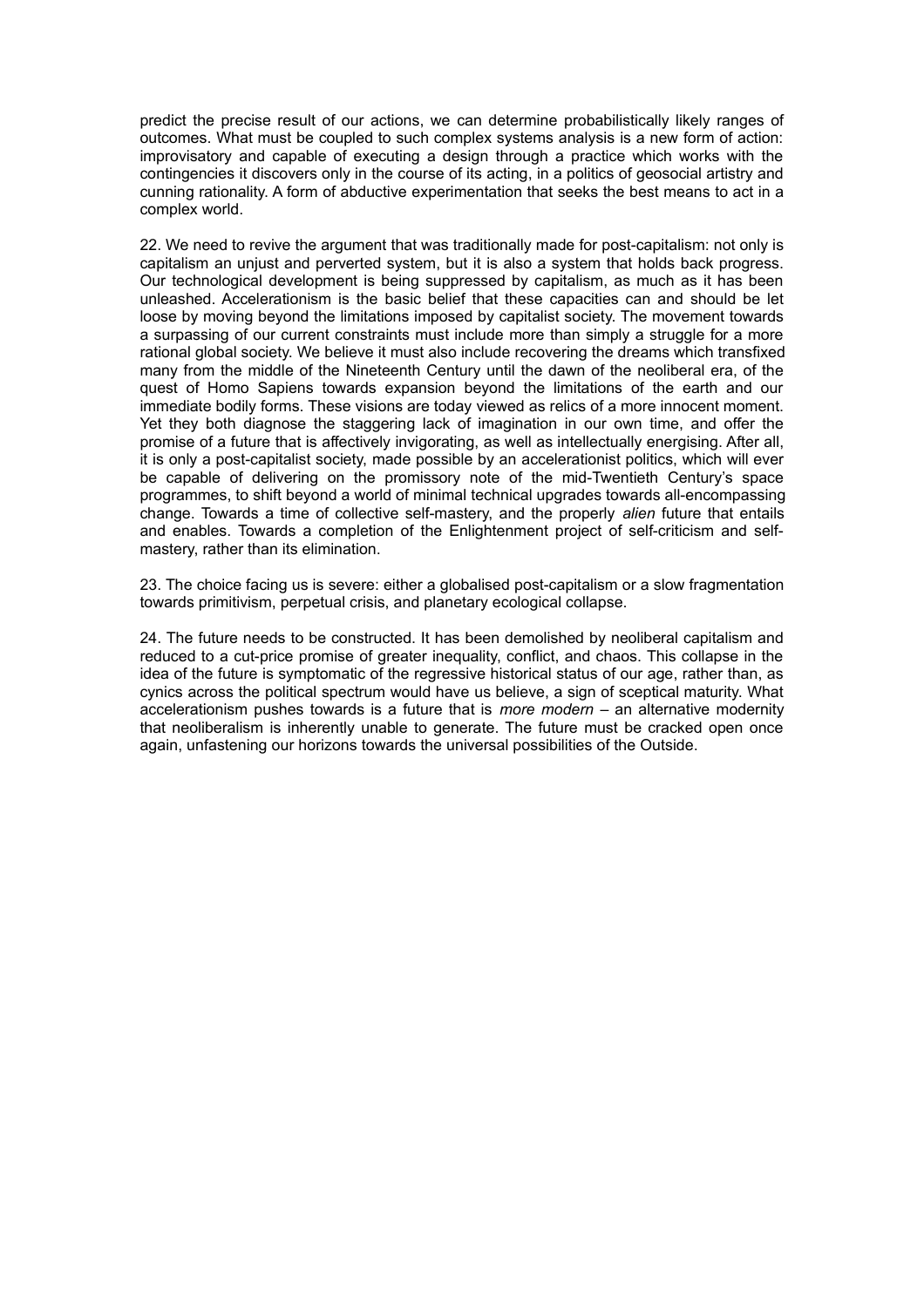predict the precise result of our actions, we can determine probabilistically likely ranges of outcomes. What must be coupled to such complex systems analysis is a new form of action: improvisatory and capable of executing a design through a practice which works with the contingencies it discovers only in the course of its acting, in a politics of geosocial artistry and cunning rationality. A form of abductive experimentation that seeks the best means to act in a complex world.

22. We need to revive the argument that was traditionally made for post-capitalism: not only is capitalism an unjust and perverted system, but it is also a system that holds back progress. Our technological development is being suppressed by capitalism, as much as it has been unleashed. Accelerationism is the basic belief that these capacities can and should be let loose by moving beyond the limitations imposed by capitalist society. The movement towards a surpassing of our current constraints must include more than simply a struggle for a more rational global society. We believe it must also include recovering the dreams which transfixed many from the middle of the Nineteenth Century until the dawn of the neoliberal era, of the quest of Homo Sapiens towards expansion beyond the limitations of the earth and our immediate bodily forms. These visions are today viewed as relics of a more innocent moment. Yet they both diagnose the staggering lack of imagination in our own time, and offer the promise of a future that is affectively invigorating, as well as intellectually energising. After all, it is only a post-capitalist society, made possible by an accelerationist politics, which will ever be capable of delivering on the promissory note of the mid-Twentieth Century's space programmes, to shift beyond a world of minimal technical upgrades towards all-encompassing change. Towards a time of collective self-mastery, and the properly *alien* future that entails and enables. Towards a completion of the Enlightenment project of self-criticism and self-mastery, rather than its elimination.

23. The choice facing us is severe: either a globalised post-capitalism or a slow fragmentation towards primitivism, perpetual crisis, and planetary ecological collapse.

24. The future needs to be constructed. It has been demolished by neoliberal capitalism and reduced to a cut-price promise of greater inequality, conflict, and chaos. This collapse in the idea of the future is symptomatic of the regressive historical status of our age, rather than, as cynics across the political spectrum would have us believe, a sign of sceptical maturity. What accelerationism pushes towards is a future that is *more modern* – an alternative modernity that neoliberalism is inherently unable to generate. The future must be cracked open once again, unfastening our horizons towards the universal possibilities of the Outside.